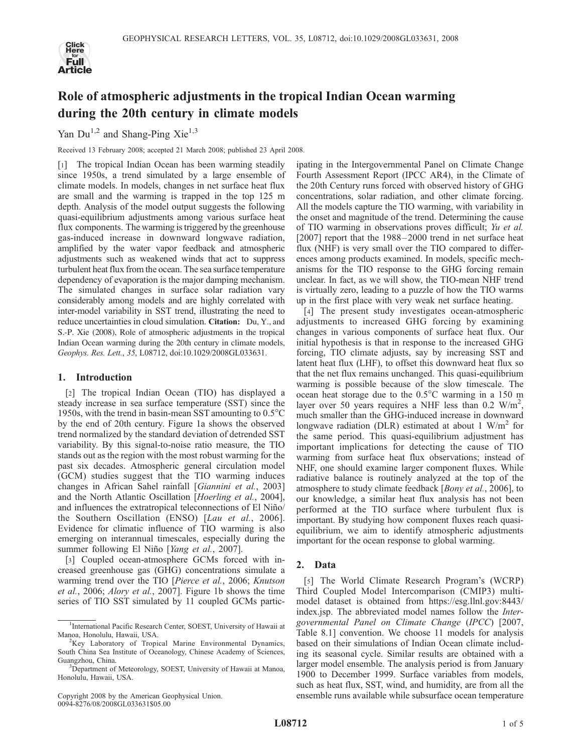# Role of atmospheric adjustments in the tropical Indian Ocean warming during the 20th century in climate models

Yan Du[1,2] and Shang-Ping Xie[1,3]

Received 13 February 2008; accepted 21 March 2008; published 23 April 2008.

[1] The tropical Indian Ocean has been warming steadily since 1950s, a trend simulated by a large ensemble of climate models. In models, changes in net surface heat flux are small and the warming is trapped in the top 125 m depth. Analysis of the model output suggests the following quasi-equilibrium adjustments among various surface heat flux components. The warming is triggered by the greenhouse gas-induced increase in downward longwave radiation, amplified by the water vapor feedback and atmospheric adjustments such as weakened winds that act to suppress turbulent heat flux from the ocean. The sea surface temperature dependency of evaporation is the major damping mechanism. The simulated changes in surface solar radiation vary considerably among models and are highly correlated with inter-model variability in SST trend, illustrating the need to reduce uncertainties in cloud simulation. **Citation:** Du, Y., and S.-P. Xie (2008), Role of atmospheric adjustments in the tropical Indian Ocean warming during the 20th century in climate models, *Geophys. Res. Lett.*, *35*, L08712, doi:10.1029/2008GL033631.

## 1. Introduction

[2] The tropical Indian Ocean (TIO) has displayed a steady increase in sea surface temperature (SST) since the 1950s, with the trend in basin-mean SST amounting to 0.5°C by the end of 20th century. Figure 1a shows the observed trend normalized by the standard deviation of detrended SST variability. By this signal-to-noise ratio measure, the TIO stands out as the region with the most robust warming for the past six decades. Atmospheric general circulation model (GCM) studies suggest that the TIO warming induces changes in African Sahel rainfall [*Giannini et al.*, 2003] and the North Atlantic Oscillation [*Hoerling et al.*, 2004], and influences the extratropical teleconnections of El Niño/the Southern Oscillation (ENSO) [*Lau et al.*, 2006]. Evidence for climatic influence of TIO warming is also emerging on interannual timescales, especially during the summer following El Niño [*Yang et al.*, 2007].

[3] Coupled ocean-atmosphere GCMs forced with increased greenhouse gas (GHG) concentrations simulate a warming trend over the TIO [*Pierce et al.*, 2006; *Knutson et al.*, 2006; *Alory et al.*, 2007]. Figure 1b shows the time series of TIO SST simulated by 11 coupled GCMs participating in the Intergovernmental Panel on Climate Change Fourth Assessment Report (IPCC AR4), in the Climate of the 20th Century runs forced with observed history of GHG concentrations, solar radiation, and other climate forcing. All the models capture the TIO warming, with variability in the onset and magnitude of the trend. Determining the cause of TIO warming in observations proves difficult; *Yu et al.* [2007] report that the 1988–2000 trend in net surface heat flux (NHF) is very small over the TIO compared to differences among products examined. In models, specific mechanisms for the TIO response to the GHG forcing remain unclear. In fact, as we will show, the TIO-mean NHF trend is virtually zero, leading to a puzzle of how the TIO warms up in the first place with very weak net surface heating.

[4] The present study investigates ocean-atmospheric adjustments to increased GHG forcing by examining changes in various components of surface heat flux. Our initial hypothesis is that in response to the increased GHG forcing, TIO climate adjusts, say by increasing SST and latent heat flux (LHF), to offset this downward heat flux so that the net flux remains unchanged. This quasi-equilibrium warming is possible because of the slow timescale. The ocean heat storage due to the 0.5°C warming in a 150 m layer over 50 years requires a NHF less than 0.2 W/m$^2$, much smaller than the GHG-induced increase in downward longwave radiation (DLR) estimated at about 1 W/m$^2$ for the same period. This quasi-equilibrium adjustment has important implications for detecting the cause of TIO warming from surface heat flux observations; instead of NHF, one should examine larger component fluxes. While radiative balance is routinely analyzed at the top of the atmosphere to study climate feedback [*Bony et al.*, 2006], to our knowledge, a similar heat flux analysis has not been performed at the TIO surface where turbulent flux is important. By studying how component fluxes reach quasi-equilibrium, we aim to identify atmospheric adjustments important for the ocean response to global warming.

## 2. Data

[5] The World Climate Research Program's (WCRP) Third Coupled Model Intercomparison (CMIP3) multi-model dataset is obtained from https://esg.llnl.gov:8443/index.jsp. The abbreviated model names follow the *Intergovernmental Panel on Climate Change* (*IPCC*) [2007, Table 8.1] convention. We choose 11 models for analysis based on their simulations of Indian Ocean climate including its seasonal cycle. Similar results are obtained with a larger model ensemble. The analysis period is from January 1900 to December 1999. Surface variables from models, such as heat flux, SST, wind, and humidity, are from all the ensemble runs available while subsurface ocean temperature

---

[1]International Pacific Research Center, SOEST, University of Hawaii at Manoa, Honolulu, Hawaii, USA.

[2]Key Laboratory of Tropical Marine Environmental Dynamics, South China Sea Institute of Oceanology, Chinese Academy of Sciences, Guangzhou, China.

[3]Department of Meteorology, SOEST, University of Hawaii at Manoa, Honolulu, Hawaii, USA.

Copyright 2008 by the American Geophysical Union.
0094-8276/08/2008GL033631$05.00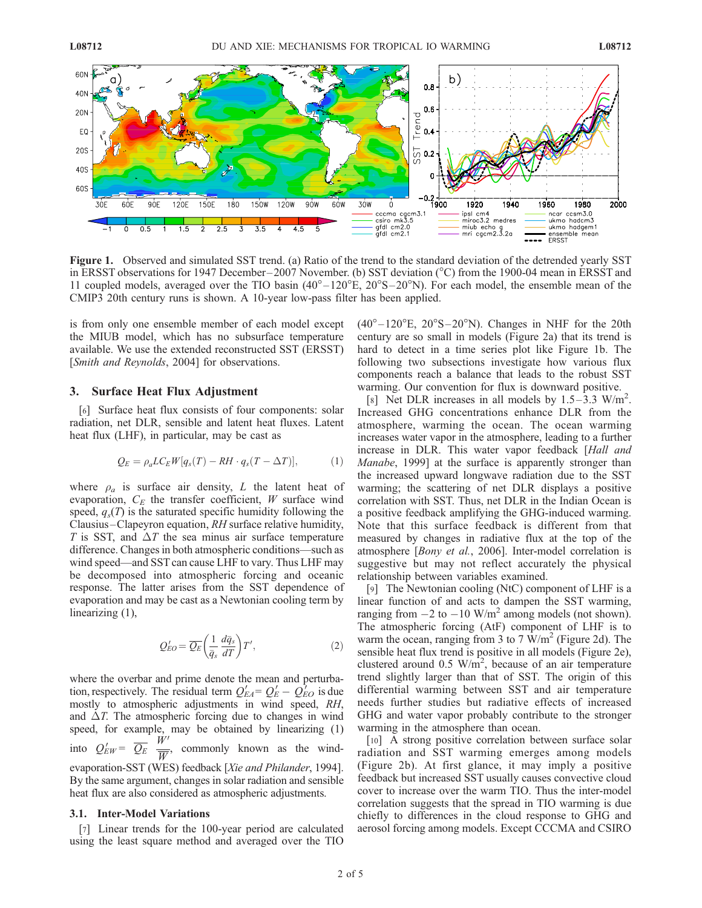**Figure 1.** Observed and simulated SST trend. (a) Ratio of the trend to the standard deviation of the detrended yearly SST in ERSST observations for 1947 December–2007 November. (b) SST deviation (°C) from the 1900-04 mean in ERSST and 11 coupled models, averaged over the TIO basin (40°–120°E, 20°S–20°N). For each model, the ensemble mean of the CMIP3 20th century runs is shown. A 10-year low-pass filter has been applied.

is from only one ensemble member of each model except the MIUB model, which has no subsurface temperature available. We use the extended reconstructed SST (ERSST) [*Smith and Reynolds*, 2004] for observations.

## 3. Surface Heat Flux Adjustment

[6] Surface heat flux consists of four components: solar radiation, net DLR, sensible and latent heat fluxes. Latent heat flux (LHF), in particular, may be cast as

$$Q_E = \rho_a L C_E W[q_s(T) - RH \cdot q_s(T - \Delta T)], \quad (1)$$

where $\rho_a$ is surface air density, $L$ the latent heat of evaporation, $C_E$ the transfer coefficient, $W$ surface wind speed, $q_s(T)$ is the saturated specific humidity following the Clausius–Clapeyron equation, $RH$ surface relative humidity, $T$ is SST, and $\Delta T$ the sea minus air surface temperature difference. Changes in both atmospheric conditions—such as wind speed—and SST can cause LHF to vary. Thus LHF may be decomposed into atmospheric forcing and oceanic response. The latter arises from the SST dependence of evaporation and may be cast as a Newtonian cooling term by linearizing (1),

$$Q'_{EO} = \overline{Q_E}\left(\frac{1}{\overline{q_s}}\frac{d\overline{q_s}}{dT}\right)T', \quad (2)$$

where the overbar and prime denote the mean and perturbation, respectively. The residual term $Q'_{EA} = Q'_E - Q'_{EO}$ is due mostly to atmospheric adjustments in wind speed, $RH$, and $\Delta T$. The atmospheric forcing due to changes in wind speed, for example, may be obtained by linearizing (1) into $Q'_{EW} = \overline{Q_E}\,\frac{W'}{\overline{W}}$, commonly known as the wind-evaporation-SST (WES) feedback [*Xie and Philander*, 1994]. By the same argument, changes in solar radiation and sensible heat flux are also considered as atmospheric adjustments.

### 3.1. Inter-Model Variations

[7] Linear trends for the 100-year period are calculated using the least square method and averaged over the TIO (40°–120°E, 20°S–20°N). Changes in NHF for the 20th century are so small in models (Figure 2a) that its trend is hard to detect in a time series plot like Figure 1b. The following two subsections investigate how various flux components reach a balance that leads to the robust SST warming. Our convention for flux is downward positive.

[8] Net DLR increases in all models by 1.5–3.3 W/m$^2$. Increased GHG concentrations enhance DLR from the atmosphere, warming the ocean. The ocean warming increases water vapor in the atmosphere, leading to a further increase in DLR. This water vapor feedback [*Hall and Manabe*, 1999] at the surface is apparently stronger than the increased upward longwave radiation due to the SST warming; the scattering of net DLR displays a positive correlation with SST. Thus, net DLR in the Indian Ocean is a positive feedback amplifying the GHG-induced warming. Note that this surface feedback is different from that measured by changes in radiative flux at the top of the atmosphere [*Bony et al.*, 2006]. Inter-model correlation is suggestive but may not reflect accurately the physical relationship between variables examined.

[9] The Newtonian cooling (NtC) component of LHF is a linear function of and acts to dampen the SST warming, ranging from −2 to −10 W/m$^2$ among models (not shown). The atmospheric forcing (AtF) component of LHF is to warm the ocean, ranging from 3 to 7 W/m$^2$ (Figure 2d). The sensible heat flux trend is positive in all models (Figure 2e), clustered around 0.5 W/m$^2$, because of an air temperature trend slightly larger than that of SST. The origin of this differential warming between SST and air temperature needs further studies but radiative effects of increased GHG and water vapor probably contribute to the stronger warming in the atmosphere than ocean.

[10] A strong positive correlation between surface solar radiation and SST warming emerges among models (Figure 2b). At first glance, it may imply a positive feedback but increased SST usually causes convective cloud cover to increase over the warm TIO. Thus the inter-model correlation suggests that the spread in TIO warming is due chiefly to differences in the cloud response to GHG and aerosol forcing among models. Except CCCMA and CSIRO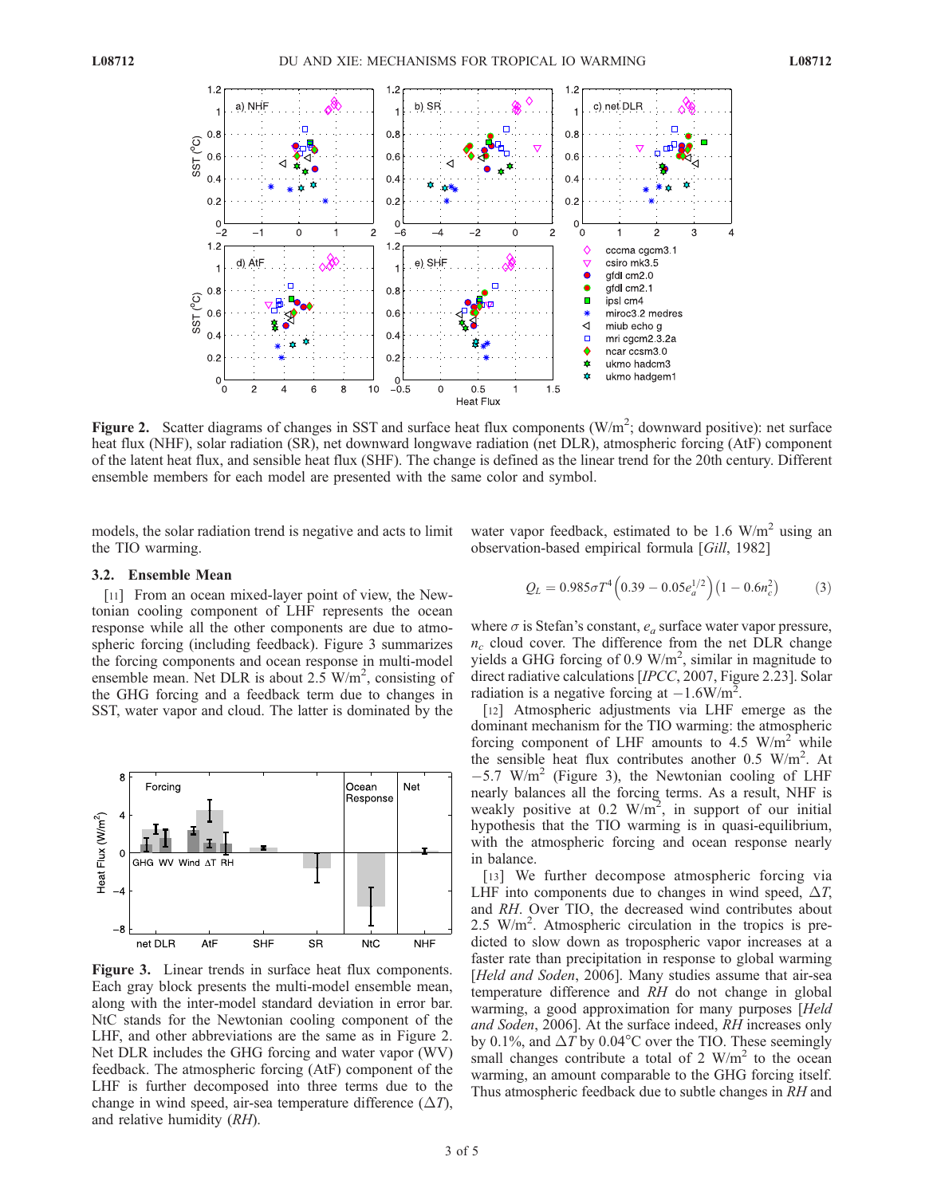**Figure 2.** Scatter diagrams of changes in SST and surface heat flux components (W/m$^2$; downward positive): net surface heat flux (NHF), solar radiation (SR), net downward longwave radiation (net DLR), atmospheric forcing (AtF) component of the latent heat flux, and sensible heat flux (SHF). The change is defined as the linear trend for the 20th century. Different ensemble members for each model are presented with the same color and symbol.

models, the solar radiation trend is negative and acts to limit the TIO warming.

### 3.2. Ensemble Mean

[11] From an ocean mixed-layer point of view, the Newtonian cooling component of LHF represents the ocean response while all the other components are due to atmospheric forcing (including feedback). Figure 3 summarizes the forcing components and ocean response in multi-model ensemble mean. Net DLR is about 2.5 W/m$^2$, consisting of the GHG forcing and a feedback term due to changes in SST, water vapor and cloud. The latter is dominated by the water vapor feedback, estimated to be 1.6 W/m$^2$ using an observation-based empirical formula [*Gill*, 1982]

$$Q_L = 0.985\sigma T^4\left(0.39 - 0.05e_a^{1/2}\right)\left(1 - 0.6n_c^2\right) \tag{3}$$

where $\sigma$ is Stefan's constant, $e_a$ surface water vapor pressure, $n_c$ cloud cover. The difference from the net DLR change yields a GHG forcing of 0.9 W/m$^2$, similar in magnitude to direct radiative calculations [*IPCC*, 2007, Figure 2.23]. Solar radiation is a negative forcing at $-1.6$W/m$^2$.

**Figure 3.** Linear trends in surface heat flux components. Each gray block presents the multi-model ensemble mean, along with the inter-model standard deviation in error bar. NtC stands for the Newtonian cooling component of the LHF, and other abbreviations are the same as in Figure 2. Net DLR includes the GHG forcing and water vapor (WV) feedback. The atmospheric forcing (AtF) component of the LHF is further decomposed into three terms due to the change in wind speed, air-sea temperature difference ($\Delta T$), and relative humidity (*RH*).

[12] Atmospheric adjustments via LHF emerge as the dominant mechanism for the TIO warming: the atmospheric forcing component of LHF amounts to 4.5 W/m$^2$ while the sensible heat flux contributes another 0.5 W/m$^2$. At $-5.7$ W/m$^2$ (Figure 3), the Newtonian cooling of LHF nearly balances all the forcing terms. As a result, NHF is weakly positive at 0.2 W/m$^2$, in support of our initial hypothesis that the TIO warming is in quasi-equilibrium, with the atmospheric forcing and ocean response nearly in balance.

[13] We further decompose atmospheric forcing via LHF into components due to changes in wind speed, $\Delta T$, and *RH*. Over TIO, the decreased wind contributes about 2.5 W/m$^2$. Atmospheric circulation in the tropics is predicted to slow down as tropospheric vapor increases at a faster rate than precipitation in response to global warming [*Held and Soden*, 2006]. Many studies assume that air-sea temperature difference and *RH* do not change in global warming, a good approximation for many purposes [*Held and Soden*, 2006]. At the surface indeed, *RH* increases only by 0.1%, and $\Delta T$ by 0.04°C over the TIO. These seemingly small changes contribute a total of 2 W/m$^2$ to the ocean warming, an amount comparable to the GHG forcing itself. Thus atmospheric feedback due to subtle changes in *RH* and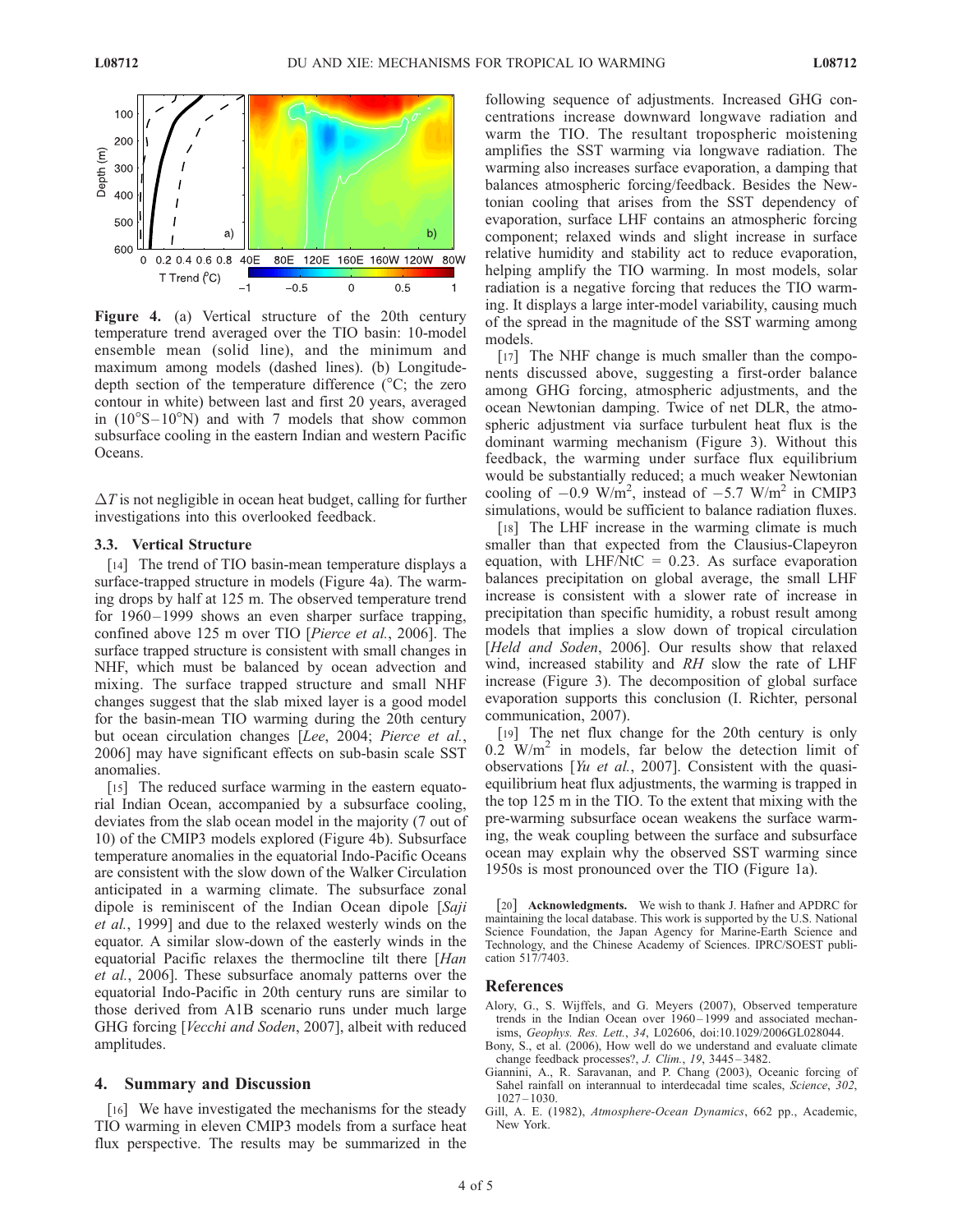**Figure 4.** (a) Vertical structure of the 20th century temperature trend averaged over the TIO basin: 10-model ensemble mean (solid line), and the minimum and maximum among models (dashed lines). (b) Longitude-depth section of the temperature difference (°C; the zero contour in white) between last and first 20 years, averaged in (10°S–10°N) and with 7 models that show common subsurface cooling in the eastern Indian and western Pacific Oceans.

$\Delta T$ is not negligible in ocean heat budget, calling for further investigations into this overlooked feedback.

### 3.3. Vertical Structure

[14] The trend of TIO basin-mean temperature displays a surface-trapped structure in models (Figure 4a). The warming drops by half at 125 m. The observed temperature trend for 1960–1999 shows an even sharper surface trapping, confined above 125 m over TIO [*Pierce et al.*, 2006]. The surface trapped structure is consistent with small changes in NHF, which must be balanced by ocean advection and mixing. The surface trapped structure and small NHF changes suggest that the slab mixed layer is a good model for the basin-mean TIO warming during the 20th century but ocean circulation changes [*Lee*, 2004; *Pierce et al.*, 2006] may have significant effects on sub-basin scale SST anomalies.

[15] The reduced surface warming in the eastern equatorial Indian Ocean, accompanied by a subsurface cooling, deviates from the slab ocean model in the majority (7 out of 10) of the CMIP3 models explored (Figure 4b). Subsurface temperature anomalies in the equatorial Indo-Pacific Oceans are consistent with the slow down of the Walker Circulation anticipated in a warming climate. The subsurface zonal dipole is reminiscent of the Indian Ocean dipole [*Saji et al.*, 1999] and due to the relaxed westerly winds on the equator. A similar slow-down of the easterly winds in the equatorial Pacific relaxes the thermocline tilt there [*Han et al.*, 2006]. These subsurface anomaly patterns over the equatorial Indo-Pacific in 20th century runs are similar to those derived from A1B scenario runs under much large GHG forcing [*Vecchi and Soden*, 2007], albeit with reduced amplitudes.

## 4. Summary and Discussion

[16] We have investigated the mechanisms for the steady TIO warming in eleven CMIP3 models from a surface heat flux perspective. The results may be summarized in the following sequence of adjustments. Increased GHG concentrations increase downward longwave radiation and warm the TIO. The resultant tropospheric moistening amplifies the SST warming via longwave radiation. The warming also increases surface evaporation, a damping that balances atmospheric forcing/feedback. Besides the Newtonian cooling that arises from the SST dependency of evaporation, surface LHF contains an atmospheric forcing component; relaxed winds and slight increase in surface relative humidity and stability act to reduce evaporation, helping amplify the TIO warming. In most models, solar radiation is a negative forcing that reduces the TIO warming. It displays a large inter-model variability, causing much of the spread in the magnitude of the SST warming among models.

[17] The NHF change is much smaller than the components discussed above, suggesting a first-order balance among GHG forcing, atmospheric adjustments, and the ocean Newtonian damping. Twice of net DLR, the atmospheric adjustment via surface turbulent heat flux is the dominant warming mechanism (Figure 3). Without this feedback, the warming under surface flux equilibrium would be substantially reduced; a much weaker Newtonian cooling of $-0.9$ W/m$^2$, instead of $-5.7$ W/m$^2$ in CMIP3 simulations, would be sufficient to balance radiation fluxes.

[18] The LHF increase in the warming climate is much smaller than that expected from the Clausius-Clapeyron equation, with LHF/NtC = 0.23. As surface evaporation balances precipitation on global average, the small LHF increase is consistent with a slower rate of increase in precipitation than specific humidity, a robust result among models that implies a slow down of tropical circulation [*Held and Soden*, 2006]. Our results show that relaxed wind, increased stability and *RH* slow the rate of LHF increase (Figure 3). The decomposition of global surface evaporation supports this conclusion (I. Richter, personal communication, 2007).

[19] The net flux change for the 20th century is only 0.2 W/m$^2$ in models, far below the detection limit of observations [*Yu et al.*, 2007]. Consistent with the quasi-equilibrium heat flux adjustments, the warming is trapped in the top 125 m in the TIO. To the extent that mixing with the pre-warming subsurface ocean weakens the surface warming, the weak coupling between the surface and subsurface ocean may explain why the observed SST warming since 1950s is most pronounced over the TIO (Figure 1a).

[20] **Acknowledgments.** We wish to thank J. Hafner and APDRC for maintaining the local database. This work is supported by the U.S. National Science Foundation, the Japan Agency for Marine-Earth Science and Technology, and the Chinese Academy of Sciences. IPRC/SOEST publication 517/7403.

## References

Alory, G., S. Wijffels, and G. Meyers (2007), Observed temperature trends in the Indian Ocean over 1960–1999 and associated mechanisms, *Geophys. Res. Lett.*, *34*, L02606, doi:10.1029/2006GL028044.

Bony, S., et al. (2006), How well do we understand and evaluate climate change feedback processes?, *J. Clim.*, *19*, 3445–3482.

Giannini, A., R. Saravanan, and P. Chang (2003), Oceanic forcing of Sahel rainfall on interannual to interdecadal time scales, *Science*, *302*, 1027–1030.

Gill, A. E. (1982), *Atmosphere-Ocean Dynamics*, 662 pp., Academic, New York.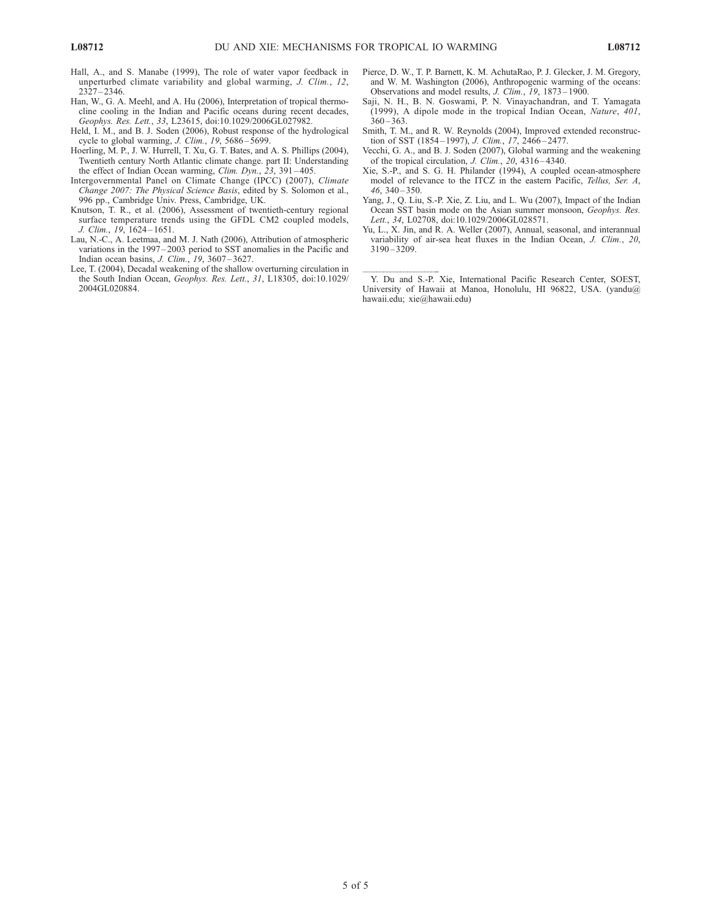Hall, A., and S. Manabe (1999), The role of water vapor feedback in unperturbed climate variability and global warming, *J. Clim.*, *12*, 2327–2346.

Han, W., G. A. Meehl, and A. Hu (2006), Interpretation of tropical thermocline cooling in the Indian and Pacific oceans during recent decades, *Geophys. Res. Lett.*, *33*, L23615, doi:10.1029/2006GL027982.

Held, I. M., and B. J. Soden (2006), Robust response of the hydrological cycle to global warming, *J. Clim.*, *19*, 5686–5699.

Hoerling, M. P., J. W. Hurrell, T. Xu, G. T. Bates, and A. S. Phillips (2004), Twentieth century North Atlantic climate change. part II: Understanding the effect of Indian Ocean warming, *Clim. Dyn.*, *23*, 391–405.

Intergovernmental Panel on Climate Change (IPCC) (2007), *Climate Change 2007: The Physical Science Basis*, edited by S. Solomon et al., 996 pp., Cambridge Univ. Press, Cambridge, UK.

Knutson, T. R., et al. (2006), Assessment of twentieth-century regional surface temperature trends using the GFDL CM2 coupled models, *J. Clim.*, *19*, 1624–1651.

Lau, N.-C., A. Leetmaa, and M. J. Nath (2006), Attribution of atmospheric variations in the 1997–2003 period to SST anomalies in the Pacific and Indian ocean basins, *J. Clim.*, *19*, 3607–3627.

Lee, T. (2004), Decadal weakening of the shallow overturning circulation in the South Indian Ocean, *Geophys. Res. Lett.*, *31*, L18305, doi:10.1029/2004GL020884.

Pierce, D. W., T. P. Barnett, K. M. AchutaRao, P. J. Glecker, J. M. Gregory, and W. M. Washington (2006), Anthropogenic warming of the oceans: Observations and model results, *J. Clim.*, *19*, 1873–1900.

Saji, N. H., B. N. Goswami, P. N. Vinayachandran, and T. Yamagata (1999), A dipole mode in the tropical Indian Ocean, *Nature*, *401*, 360–363.

Smith, T. M., and R. W. Reynolds (2004), Improved extended reconstruction of SST (1854–1997), *J. Clim.*, *17*, 2466–2477.

Vecchi, G. A., and B. J. Soden (2007), Global warming and the weakening of the tropical circulation, *J. Clim.*, *20*, 4316–4340.

Xie, S.-P., and S. G. H. Philander (1994), A coupled ocean-atmosphere model of relevance to the ITCZ in the eastern Pacific, *Tellus, Ser. A*, *46*, 340–350.

Yang, J., Q. Liu, S.-P. Xie, Z. Liu, and L. Wu (2007), Impact of the Indian Ocean SST basin mode on the Asian summer monsoon, *Geophys. Res. Lett.*, *34*, L02708, doi:10.1029/2006GL028571.

Yu, L., X. Jin, and R. A. Weller (2007), Annual, seasonal, and interannual variability of air-sea heat fluxes in the Indian Ocean, *J. Clim.*, *20*, 3190–3209.

---

Y. Du and S.-P. Xie, International Pacific Research Center, SOEST, University of Hawaii at Manoa, Honolulu, HI 96822, USA. (yandu@hawaii.edu; xie@hawaii.edu)